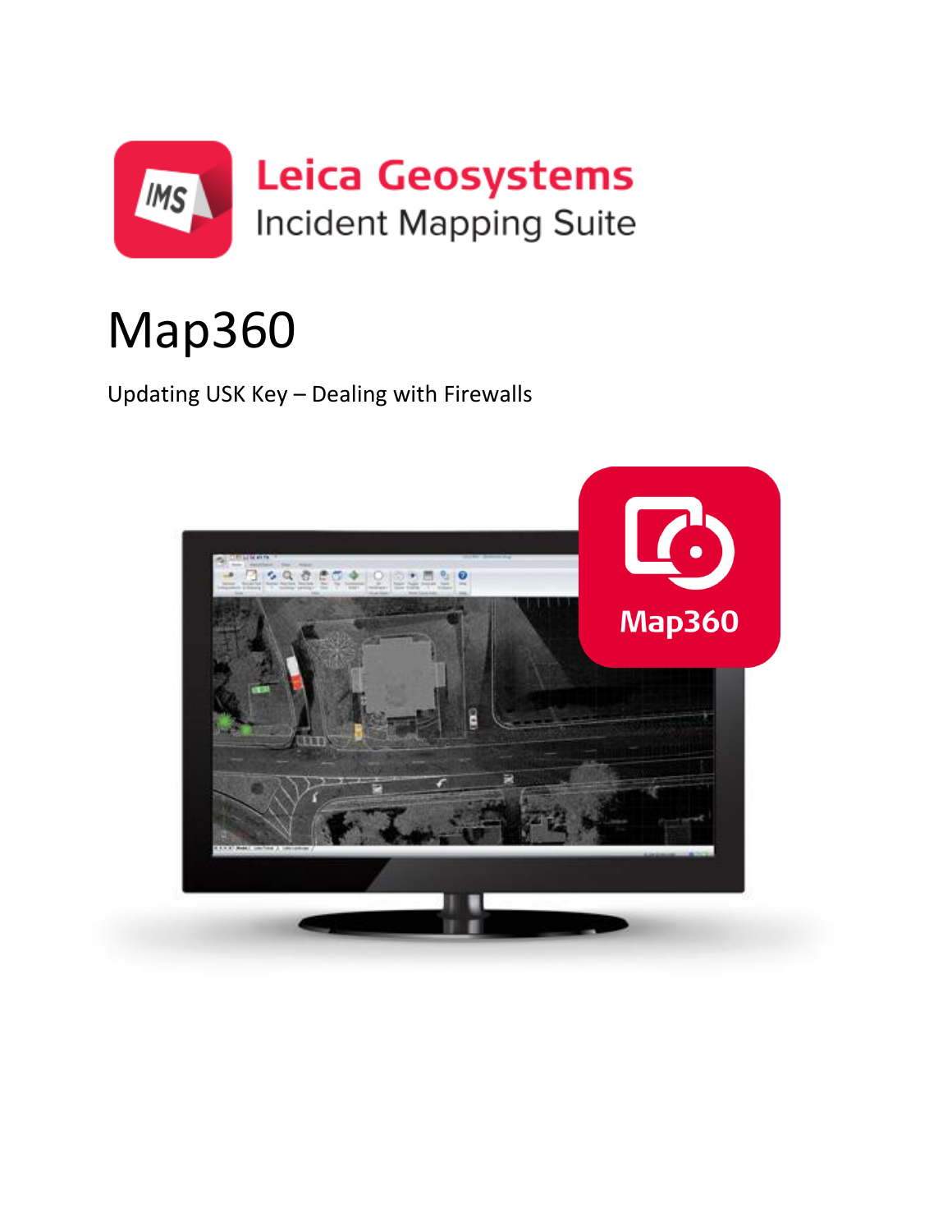Leica Geosystems

Incident Mapping Suite

# Map360

Updating USK Key – Dealing with Firewalls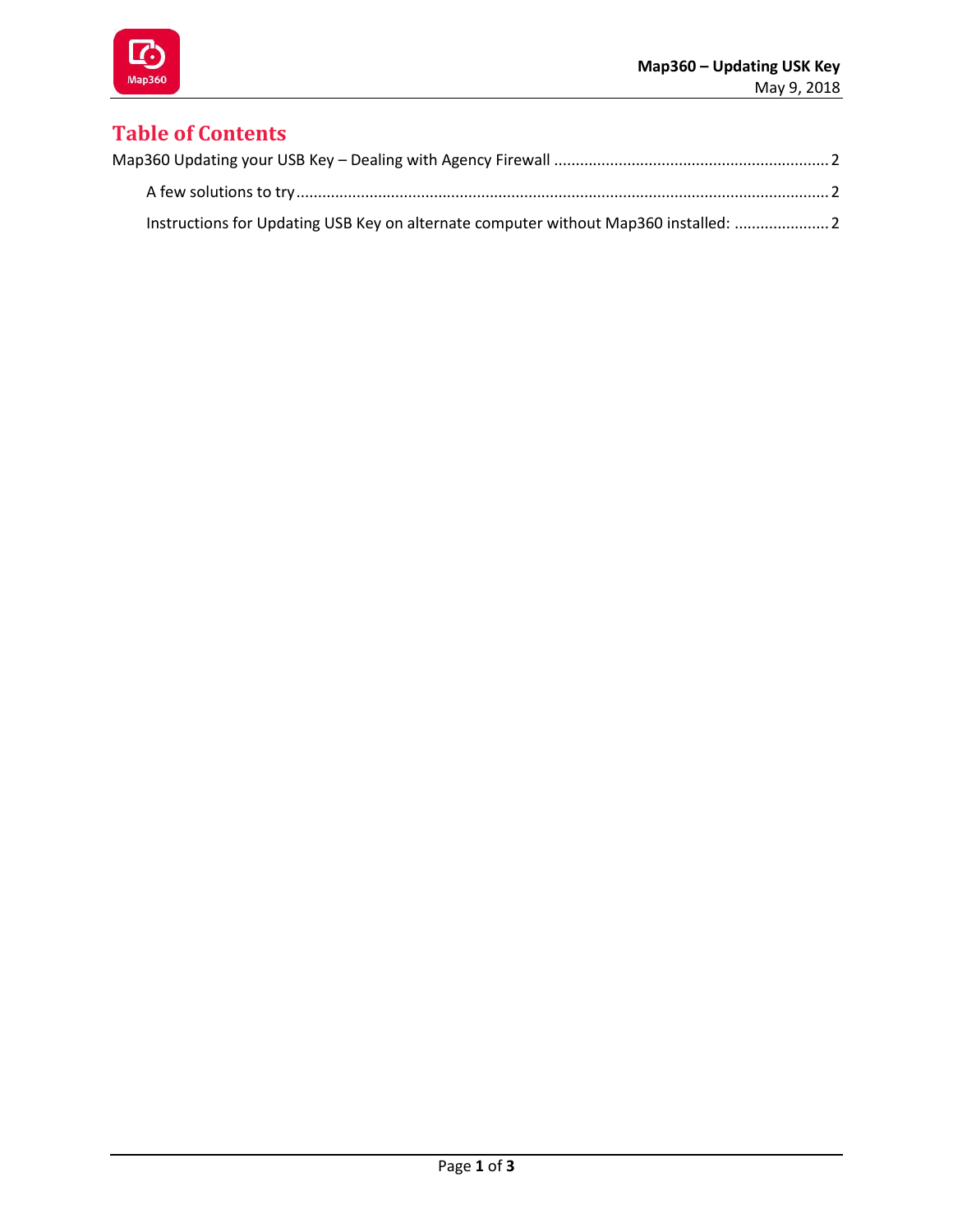# Table of Contents

Map360 Updating your USB Key – Dealing with Agency Firewall ........ 2

- A few solutions to try ........ 2
- Instructions for Updating USB Key on alternate computer without Map360 installed: ........ 2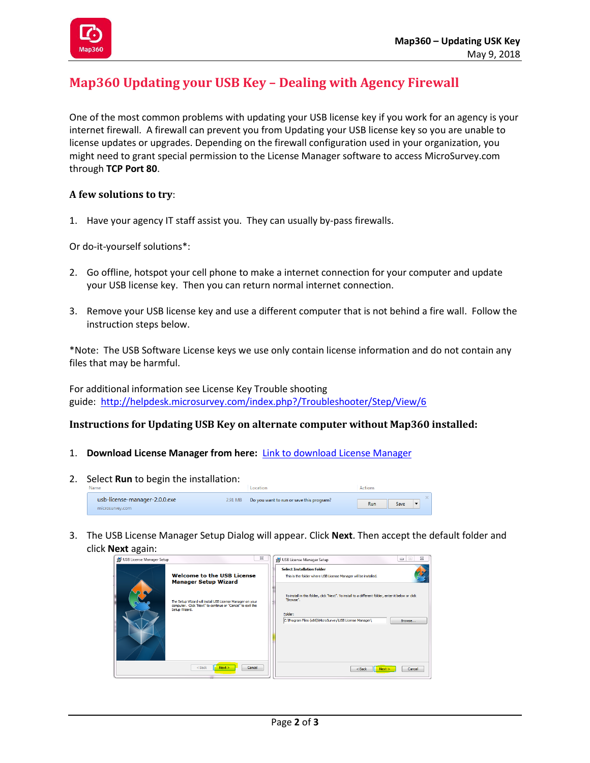# Map360 Updating your USB Key – Dealing with Agency Firewall

One of the most common problems with updating your USB license key if you work for an agency is your internet firewall. A firewall can prevent you from Updating your USB license key so you are unable to license updates or upgrades. Depending on the firewall configuration used in your organization, you might need to grant special permission to the License Manager software to access MicroSurvey.com through **TCP Port 80**.

### A few solutions to try:

1. Have your agency IT staff assist you. They can usually by-pass firewalls.

Or do-it-yourself solutions*:

2. Go offline, hotspot your cell phone to make a internet connection for your computer and update your USB license key. Then you can return normal internet connection.

3. Remove your USB license key and use a different computer that is not behind a fire wall. Follow the instruction steps below.

*Note: The USB Software License keys we use only contain license information and do not contain any files that may be harmful.

For additional information see License Key Trouble shooting guide: http://helpdesk.microsurvey.com/index.php?/Troubleshooter/Step/View/6

### Instructions for Updating USB Key on alternate computer without Map360 installed:

1. **Download License Manager from here:** Link to download License Manager

2. Select **Run** to begin the installation:

3. The USB License Manager Setup Dialog will appear. Click **Next**. Then accept the default folder and click **Next** again: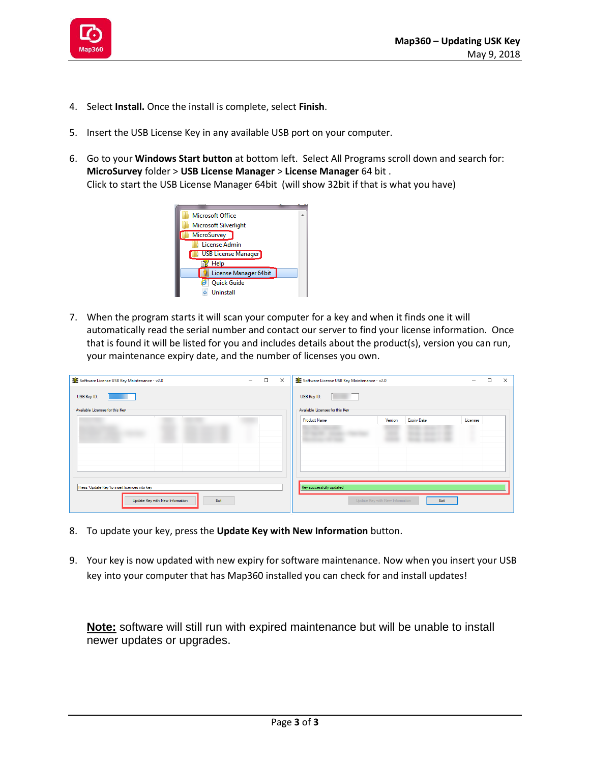4. Select **Install.** Once the install is complete, select **Finish**.

5. Insert the USB License Key in any available USB port on your computer.

6. Go to your **Windows Start button** at bottom left. Select All Programs scroll down and search for: **MicroSurvey** folder > **USB License Manager** > **License Manager** 64 bit .
   Click to start the USB License Manager 64bit (will show 32bit if that is what you have)

7. When the program starts it will scan your computer for a key and when it finds one it will automatically read the serial number and contact our server to find your license information. Once that is found it will be listed for you and includes details about the product(s), version you can run, your maintenance expiry date, and the number of licenses you own.

8. To update your key, press the **Update Key with New Information** button.

9. Your key is now updated with new expiry for software maintenance. Now when you insert your USB key into your computer that has Map360 installed you can check for and install updates!

**Note:** software will still run with expired maintenance but will be unable to install newer updates or upgrades.